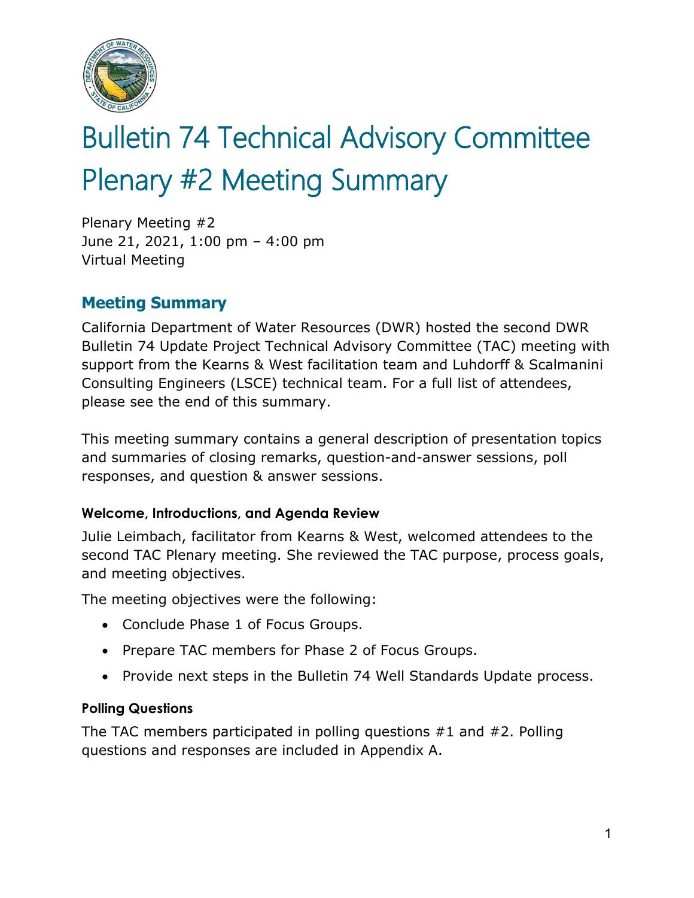# Bulletin 74 Technical Advisory Committee Plenary #2 Meeting Summary

Plenary Meeting #2
June 21, 2021, 1:00 pm – 4:00 pm
Virtual Meeting

## Meeting Summary

California Department of Water Resources (DWR) hosted the second DWR Bulletin 74 Update Project Technical Advisory Committee (TAC) meeting with support from the Kearns & West facilitation team and Luhdorff & Scalmanini Consulting Engineers (LSCE) technical team. For a full list of attendees, please see the end of this summary.

This meeting summary contains a general description of presentation topics and summaries of closing remarks, question-and-answer sessions, poll responses, and question & answer sessions.

### Welcome, Introductions, and Agenda Review

Julie Leimbach, facilitator from Kearns & West, welcomed attendees to the second TAC Plenary meeting. She reviewed the TAC purpose, process goals, and meeting objectives.

The meeting objectives were the following:

- Conclude Phase 1 of Focus Groups.
- Prepare TAC members for Phase 2 of Focus Groups.
- Provide next steps in the Bulletin 74 Well Standards Update process.

### Polling Questions

The TAC members participated in polling questions #1 and #2. Polling questions and responses are included in Appendix A.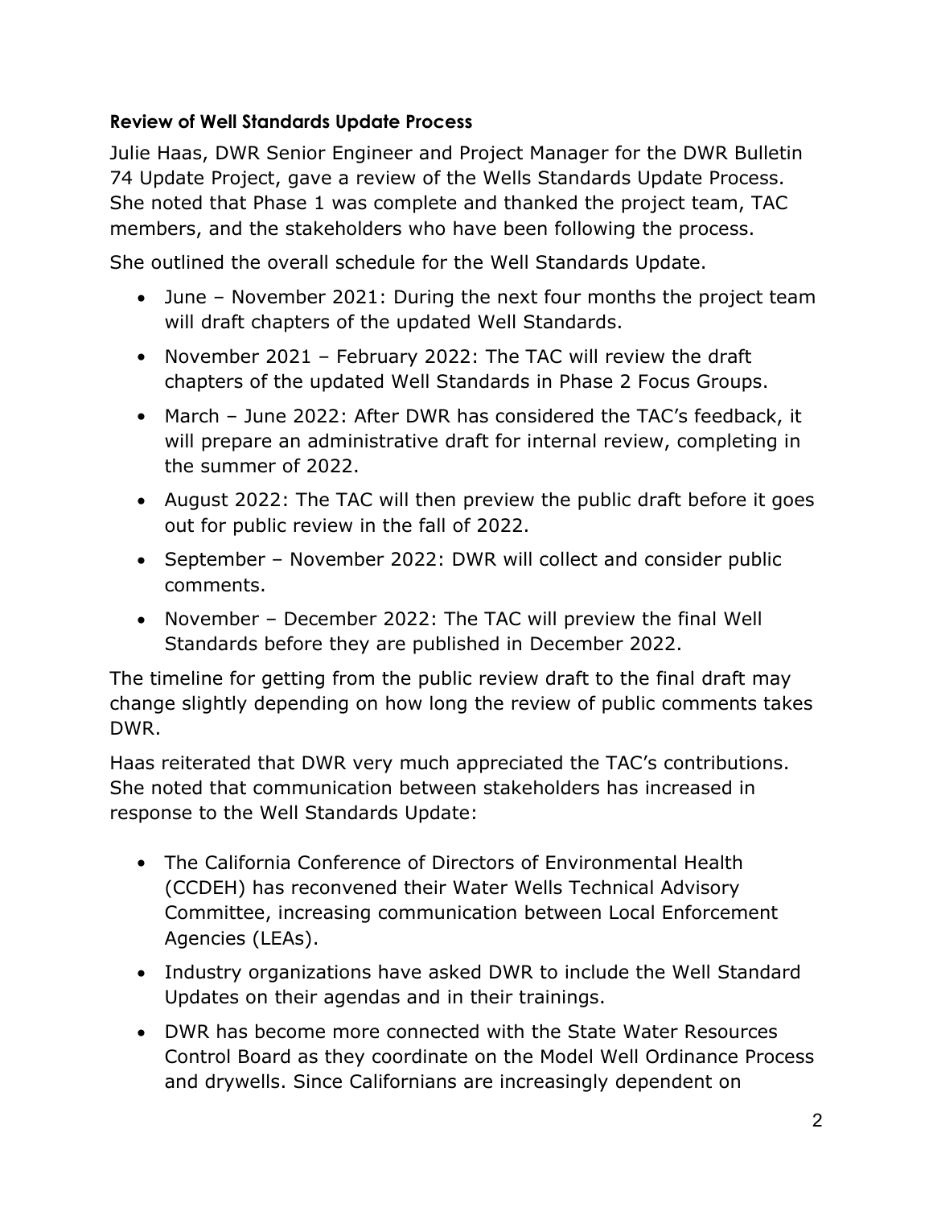### Review of Well Standards Update Process

Julie Haas, DWR Senior Engineer and Project Manager for the DWR Bulletin 74 Update Project, gave a review of the Wells Standards Update Process. She noted that Phase 1 was complete and thanked the project team, TAC members, and the stakeholders who have been following the process.

She outlined the overall schedule for the Well Standards Update.

- June – November 2021: During the next four months the project team will draft chapters of the updated Well Standards.
- November 2021 – February 2022: The TAC will review the draft chapters of the updated Well Standards in Phase 2 Focus Groups.
- March – June 2022: After DWR has considered the TAC's feedback, it will prepare an administrative draft for internal review, completing in the summer of 2022.
- August 2022: The TAC will then preview the public draft before it goes out for public review in the fall of 2022.
- September – November 2022: DWR will collect and consider public comments.
- November – December 2022: The TAC will preview the final Well Standards before they are published in December 2022.

The timeline for getting from the public review draft to the final draft may change slightly depending on how long the review of public comments takes DWR.

Haas reiterated that DWR very much appreciated the TAC's contributions. She noted that communication between stakeholders has increased in response to the Well Standards Update:

- The California Conference of Directors of Environmental Health (CCDEH) has reconvened their Water Wells Technical Advisory Committee, increasing communication between Local Enforcement Agencies (LEAs).
- Industry organizations have asked DWR to include the Well Standard Updates on their agendas and in their trainings.
- DWR has become more connected with the State Water Resources Control Board as they coordinate on the Model Well Ordinance Process and drywells. Since Californians are increasingly dependent on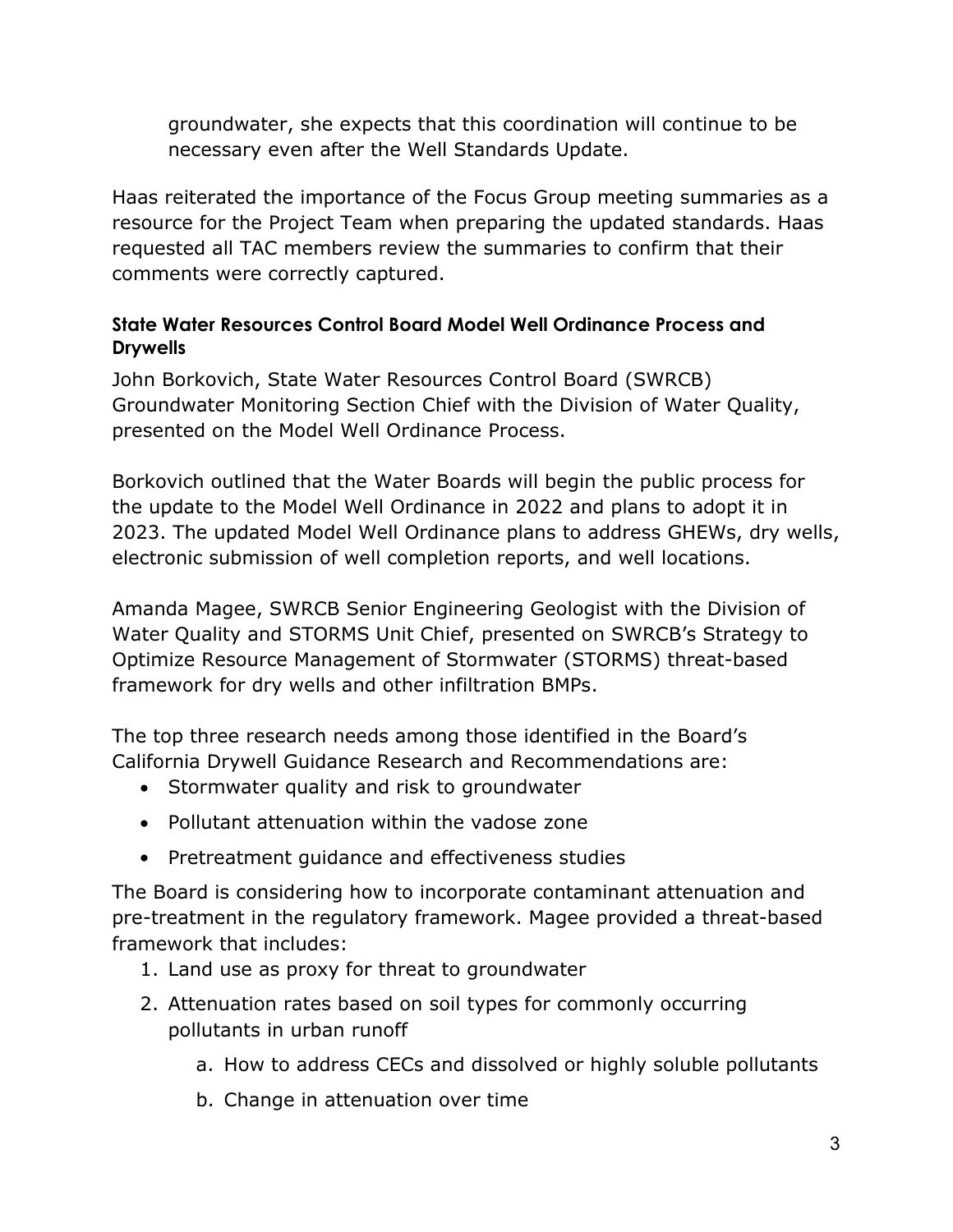groundwater, she expects that this coordination will continue to be necessary even after the Well Standards Update.

Haas reiterated the importance of the Focus Group meeting summaries as a resource for the Project Team when preparing the updated standards. Haas requested all TAC members review the summaries to confirm that their comments were correctly captured.

**State Water Resources Control Board Model Well Ordinance Process and Drywells**

John Borkovich, State Water Resources Control Board (SWRCB) Groundwater Monitoring Section Chief with the Division of Water Quality, presented on the Model Well Ordinance Process.

Borkovich outlined that the Water Boards will begin the public process for the update to the Model Well Ordinance in 2022 and plans to adopt it in 2023. The updated Model Well Ordinance plans to address GHEWs, dry wells, electronic submission of well completion reports, and well locations.

Amanda Magee, SWRCB Senior Engineering Geologist with the Division of Water Quality and STORMS Unit Chief, presented on SWRCB's Strategy to Optimize Resource Management of Stormwater (STORMS) threat-based framework for dry wells and other infiltration BMPs.

The top three research needs among those identified in the Board's California Drywell Guidance Research and Recommendations are:

- Stormwater quality and risk to groundwater
- Pollutant attenuation within the vadose zone
- Pretreatment guidance and effectiveness studies

The Board is considering how to incorporate contaminant attenuation and pre-treatment in the regulatory framework. Magee provided a threat-based framework that includes:

1. Land use as proxy for threat to groundwater
2. Attenuation rates based on soil types for commonly occurring pollutants in urban runoff
    a. How to address CECs and dissolved or highly soluble pollutants
    b. Change in attenuation over time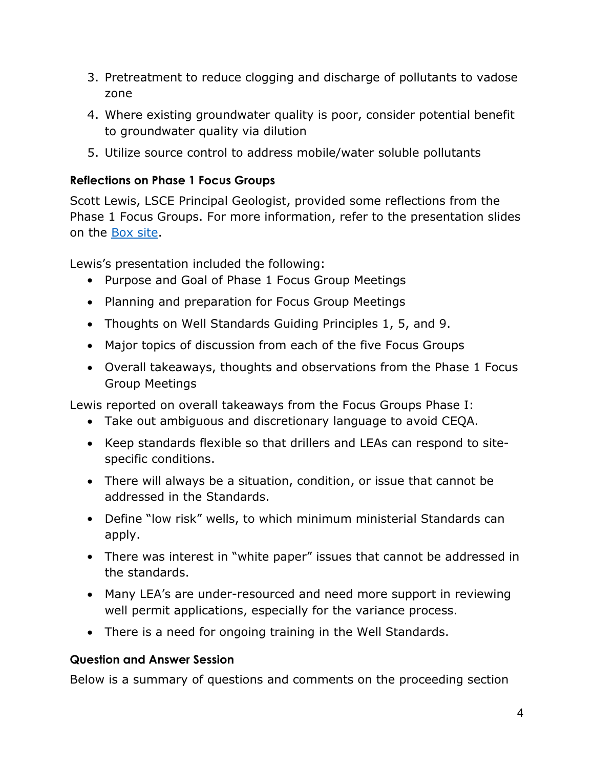3. Pretreatment to reduce clogging and discharge of pollutants to vadose zone
4. Where existing groundwater quality is poor, consider potential benefit to groundwater quality via dilution
5. Utilize source control to address mobile/water soluble pollutants

**Reflections on Phase 1 Focus Groups**

Scott Lewis, LSCE Principal Geologist, provided some reflections from the Phase 1 Focus Groups. For more information, refer to the presentation slides on the Box site.

Lewis's presentation included the following:

- Purpose and Goal of Phase 1 Focus Group Meetings
- Planning and preparation for Focus Group Meetings
- Thoughts on Well Standards Guiding Principles 1, 5, and 9.
- Major topics of discussion from each of the five Focus Groups
- Overall takeaways, thoughts and observations from the Phase 1 Focus Group Meetings

Lewis reported on overall takeaways from the Focus Groups Phase I:

- Take out ambiguous and discretionary language to avoid CEQA.
- Keep standards flexible so that drillers and LEAs can respond to site-specific conditions.
- There will always be a situation, condition, or issue that cannot be addressed in the Standards.
- Define "low risk" wells, to which minimum ministerial Standards can apply.
- There was interest in "white paper" issues that cannot be addressed in the standards.
- Many LEA's are under-resourced and need more support in reviewing well permit applications, especially for the variance process.
- There is a need for ongoing training in the Well Standards.

**Question and Answer Session**

Below is a summary of questions and comments on the proceeding section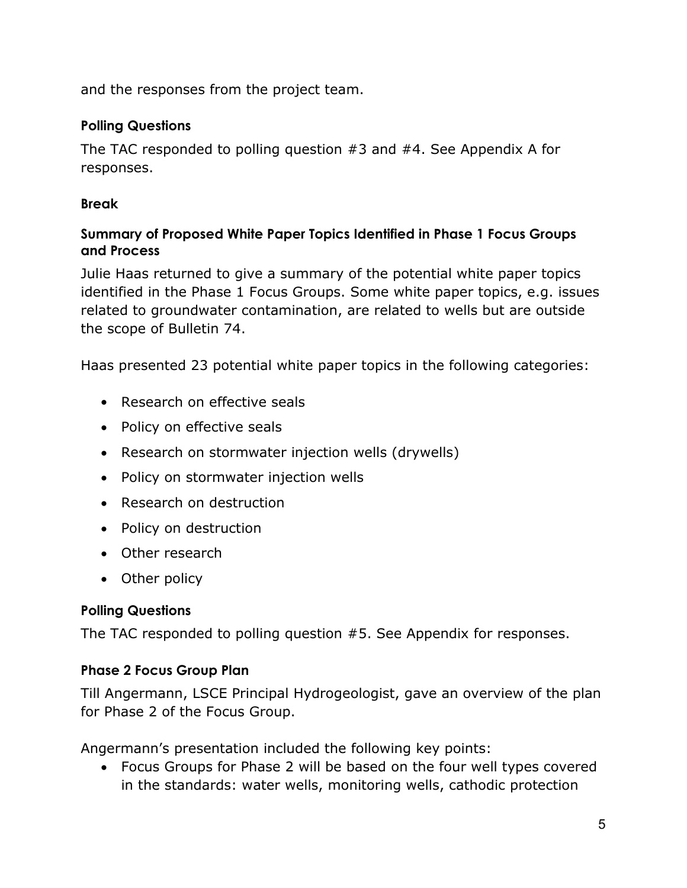and the responses from the project team.

**Polling Questions**

The TAC responded to polling question #3 and #4. See Appendix A for responses.

**Break**

**Summary of Proposed White Paper Topics Identified in Phase 1 Focus Groups and Process**

Julie Haas returned to give a summary of the potential white paper topics identified in the Phase 1 Focus Groups. Some white paper topics, e.g. issues related to groundwater contamination, are related to wells but are outside the scope of Bulletin 74.

Haas presented 23 potential white paper topics in the following categories:

- Research on effective seals
- Policy on effective seals
- Research on stormwater injection wells (drywells)
- Policy on stormwater injection wells
- Research on destruction
- Policy on destruction
- Other research
- Other policy

**Polling Questions**

The TAC responded to polling question #5. See Appendix for responses.

**Phase 2 Focus Group Plan**

Till Angermann, LSCE Principal Hydrogeologist, gave an overview of the plan for Phase 2 of the Focus Group.

Angermann's presentation included the following key points:

- Focus Groups for Phase 2 will be based on the four well types covered in the standards: water wells, monitoring wells, cathodic protection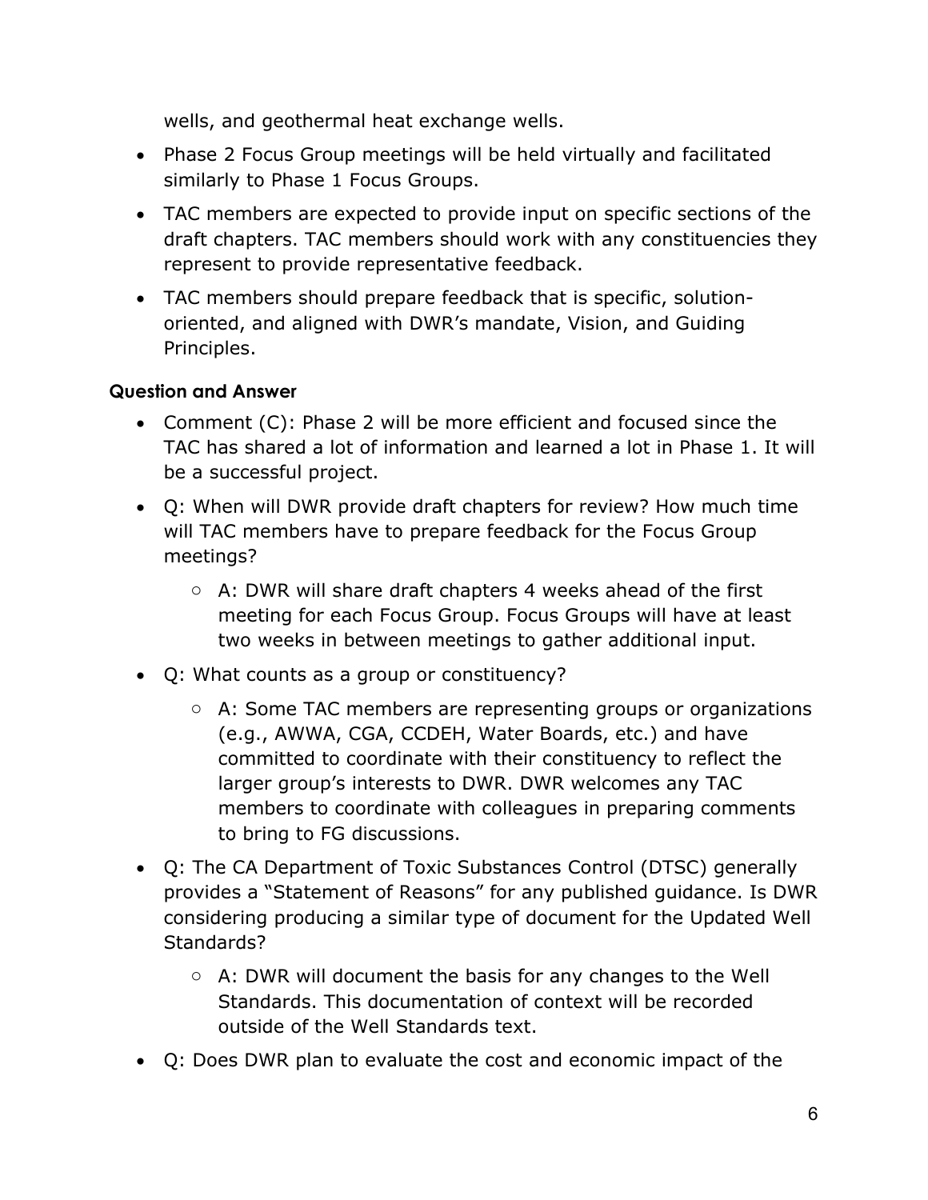wells, and geothermal heat exchange wells.

- Phase 2 Focus Group meetings will be held virtually and facilitated similarly to Phase 1 Focus Groups.
- TAC members are expected to provide input on specific sections of the draft chapters. TAC members should work with any constituencies they represent to provide representative feedback.
- TAC members should prepare feedback that is specific, solution-oriented, and aligned with DWR's mandate, Vision, and Guiding Principles.

**Question and Answer**

- Comment (C): Phase 2 will be more efficient and focused since the TAC has shared a lot of information and learned a lot in Phase 1. It will be a successful project.
- Q: When will DWR provide draft chapters for review? How much time will TAC members have to prepare feedback for the Focus Group meetings?
    - A: DWR will share draft chapters 4 weeks ahead of the first meeting for each Focus Group. Focus Groups will have at least two weeks in between meetings to gather additional input.
- Q: What counts as a group or constituency?
    - A: Some TAC members are representing groups or organizations (e.g., AWWA, CGA, CCDEH, Water Boards, etc.) and have committed to coordinate with their constituency to reflect the larger group's interests to DWR. DWR welcomes any TAC members to coordinate with colleagues in preparing comments to bring to FG discussions.
- Q: The CA Department of Toxic Substances Control (DTSC) generally provides a "Statement of Reasons" for any published guidance. Is DWR considering producing a similar type of document for the Updated Well Standards?
    - A: DWR will document the basis for any changes to the Well Standards. This documentation of context will be recorded outside of the Well Standards text.
- Q: Does DWR plan to evaluate the cost and economic impact of the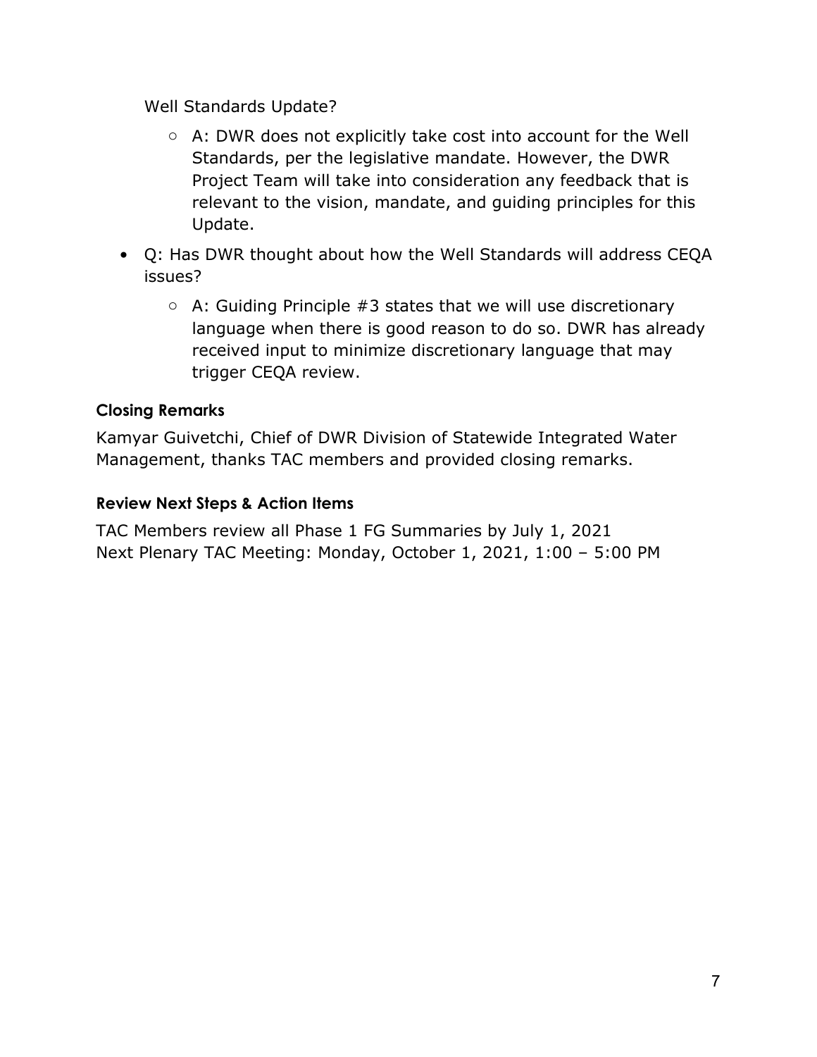Well Standards Update?

  - A: DWR does not explicitly take cost into account for the Well Standards, per the legislative mandate. However, the DWR Project Team will take into consideration any feedback that is relevant to the vision, mandate, and guiding principles for this Update.

- Q: Has DWR thought about how the Well Standards will address CEQA issues?
  - A: Guiding Principle #3 states that we will use discretionary language when there is good reason to do so. DWR has already received input to minimize discretionary language that may trigger CEQA review.

### Closing Remarks

Kamyar Guivetchi, Chief of DWR Division of Statewide Integrated Water Management, thanks TAC members and provided closing remarks.

### Review Next Steps & Action Items

TAC Members review all Phase 1 FG Summaries by July 1, 2021
Next Plenary TAC Meeting: Monday, October 1, 2021, 1:00 – 5:00 PM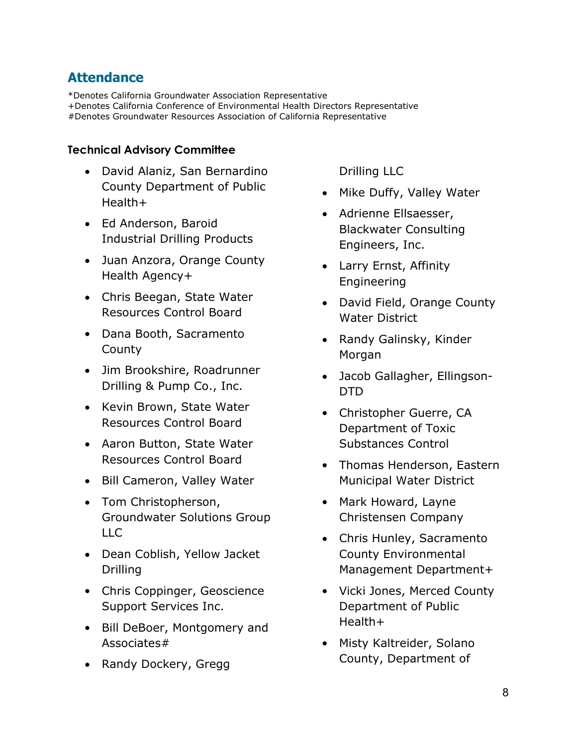## Attendance

*Denotes California Groundwater Association Representative
+Denotes California Conference of Environmental Health Directors Representative
#Denotes Groundwater Resources Association of California Representative

### Technical Advisory Committee

- David Alaniz, San Bernardino County Department of Public Health+
- Ed Anderson, Baroid Industrial Drilling Products
- Juan Anzora, Orange County Health Agency+
- Chris Beegan, State Water Resources Control Board
- Dana Booth, Sacramento County
- Jim Brookshire, Roadrunner Drilling & Pump Co., Inc.
- Kevin Brown, State Water Resources Control Board
- Aaron Button, State Water Resources Control Board
- Bill Cameron, Valley Water
- Tom Christopherson, Groundwater Solutions Group LLC
- Dean Coblish, Yellow Jacket Drilling
- Chris Coppinger, Geoscience Support Services Inc.
- Bill DeBoer, Montgomery and Associates#
- Randy Dockery, Gregg Drilling LLC
- Mike Duffy, Valley Water
- Adrienne Ellsaesser, Blackwater Consulting Engineers, Inc.
- Larry Ernst, Affinity Engineering
- David Field, Orange County Water District
- Randy Galinsky, Kinder Morgan
- Jacob Gallagher, Ellingson-DTD
- Christopher Guerre, CA Department of Toxic Substances Control
- Thomas Henderson, Eastern Municipal Water District
- Mark Howard, Layne Christensen Company
- Chris Hunley, Sacramento County Environmental Management Department+
- Vicki Jones, Merced County Department of Public Health+
- Misty Kaltreider, Solano County, Department of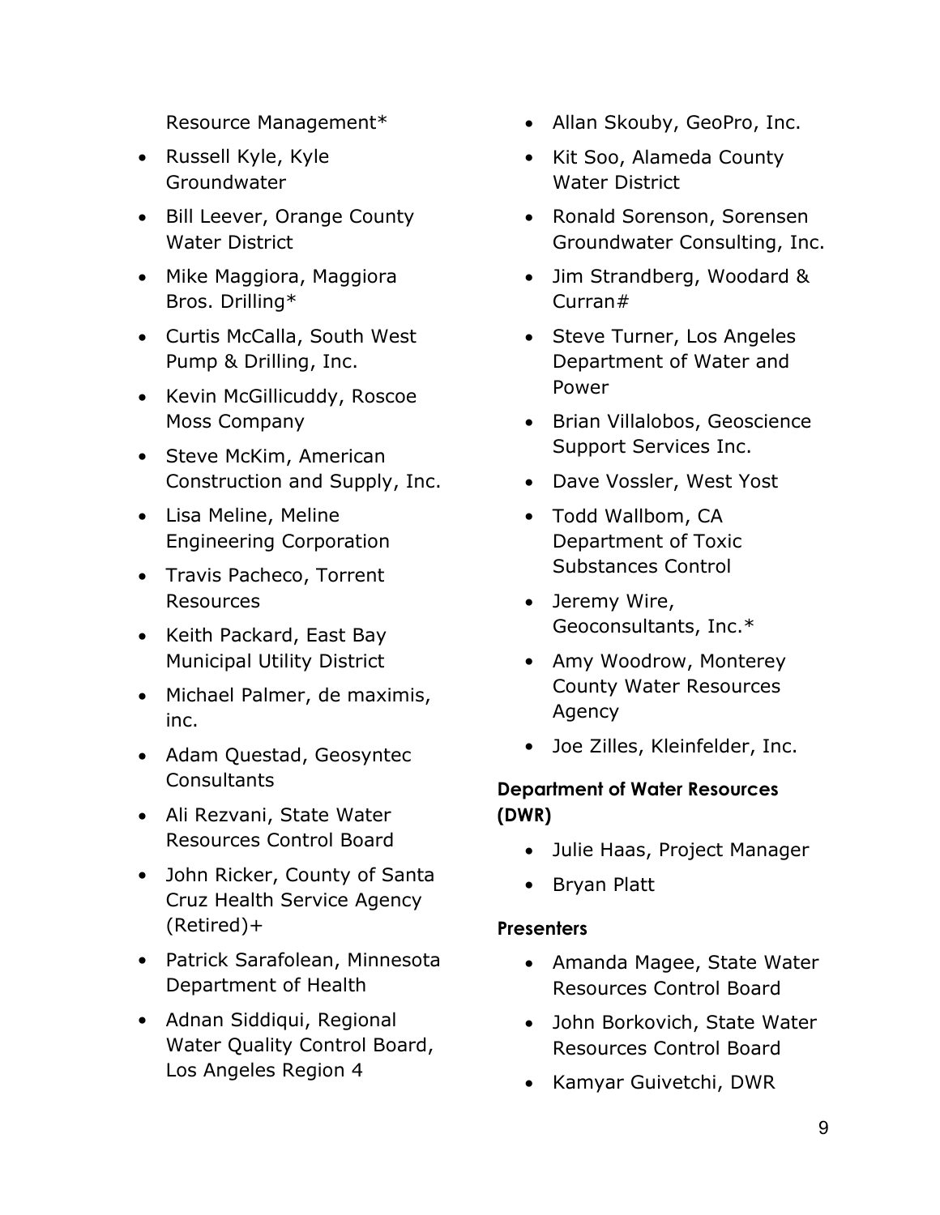Resource Management*

- Russell Kyle, Kyle Groundwater
- Bill Leever, Orange County Water District
- Mike Maggiora, Maggiora Bros. Drilling*
- Curtis McCalla, South West Pump & Drilling, Inc.
- Kevin McGillicuddy, Roscoe Moss Company
- Steve McKim, American Construction and Supply, Inc.
- Lisa Meline, Meline Engineering Corporation
- Travis Pacheco, Torrent Resources
- Keith Packard, East Bay Municipal Utility District
- Michael Palmer, de maximis, inc.
- Adam Questad, Geosyntec Consultants
- Ali Rezvani, State Water Resources Control Board
- John Ricker, County of Santa Cruz Health Service Agency (Retired)+
- Patrick Sarafolean, Minnesota Department of Health
- Adnan Siddiqui, Regional Water Quality Control Board, Los Angeles Region 4
- Allan Skouby, GeoPro, Inc.
- Kit Soo, Alameda County Water District
- Ronald Sorenson, Sorensen Groundwater Consulting, Inc.
- Jim Strandberg, Woodard & Curran#
- Steve Turner, Los Angeles Department of Water and Power
- Brian Villalobos, Geoscience Support Services Inc.
- Dave Vossler, West Yost
- Todd Wallbom, CA Department of Toxic Substances Control
- Jeremy Wire, Geoconsultants, Inc.*
- Amy Woodrow, Monterey County Water Resources Agency
- Joe Zilles, Kleinfelder, Inc.

**Department of Water Resources (DWR)**

- Julie Haas, Project Manager
- Bryan Platt

**Presenters**

- Amanda Magee, State Water Resources Control Board
- John Borkovich, State Water Resources Control Board
- Kamyar Guivetchi, DWR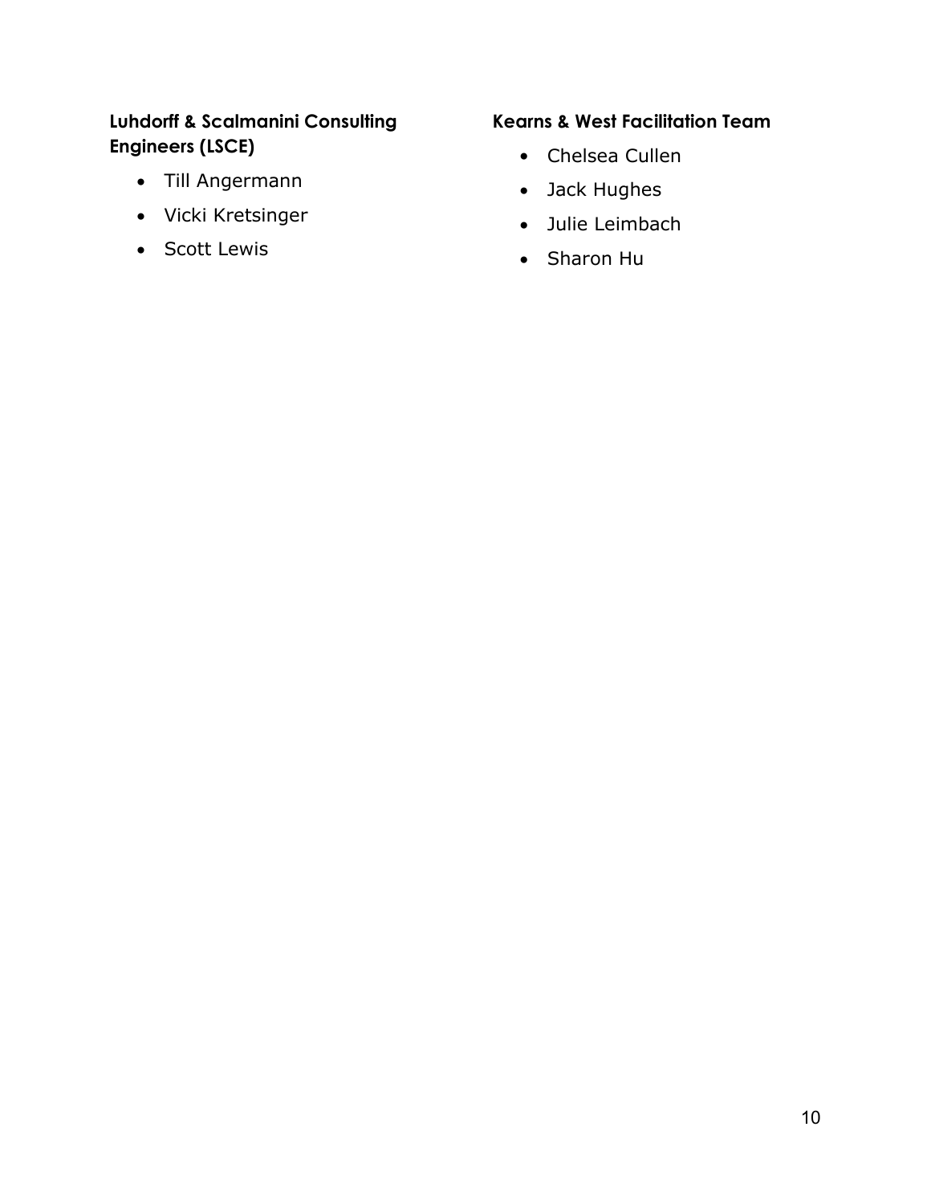**Luhdorff & Scalmanini Consulting Engineers (LSCE)**

- Till Angermann
- Vicki Kretsinger
- Scott Lewis

**Kearns & West Facilitation Team**

- Chelsea Cullen
- Jack Hughes
- Julie Leimbach
- Sharon Hu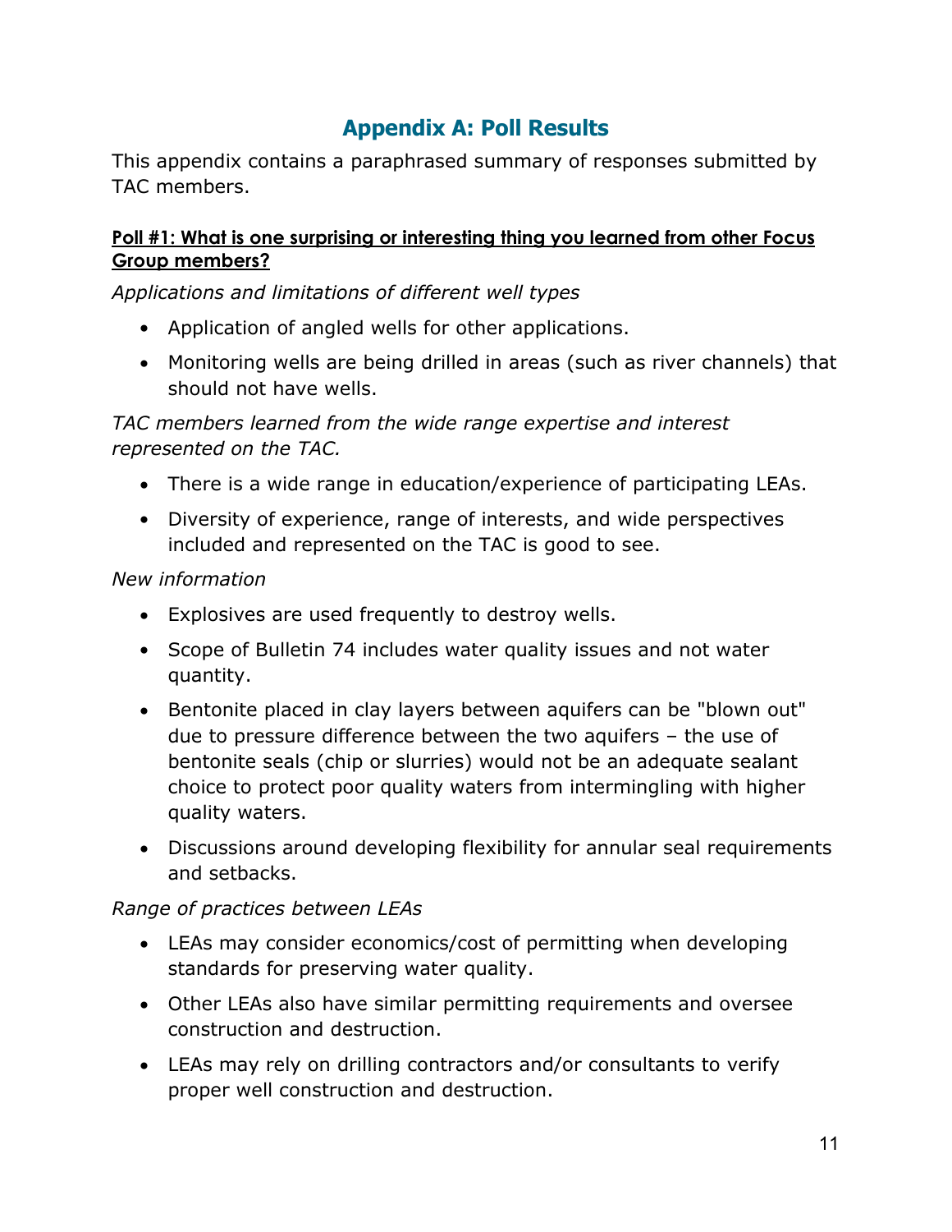## Appendix A: Poll Results

This appendix contains a paraphrased summary of responses submitted by TAC members.

**Poll #1: What is one surprising or interesting thing you learned from other Focus Group members?**

*Applications and limitations of different well types*

- Application of angled wells for other applications.
- Monitoring wells are being drilled in areas (such as river channels) that should not have wells.

*TAC members learned from the wide range expertise and interest represented on the TAC.*

- There is a wide range in education/experience of participating LEAs.
- Diversity of experience, range of interests, and wide perspectives included and represented on the TAC is good to see.

*New information*

- Explosives are used frequently to destroy wells.
- Scope of Bulletin 74 includes water quality issues and not water quantity.
- Bentonite placed in clay layers between aquifers can be "blown out" due to pressure difference between the two aquifers – the use of bentonite seals (chip or slurries) would not be an adequate sealant choice to protect poor quality waters from intermingling with higher quality waters.
- Discussions around developing flexibility for annular seal requirements and setbacks.

*Range of practices between LEAs*

- LEAs may consider economics/cost of permitting when developing standards for preserving water quality.
- Other LEAs also have similar permitting requirements and oversee construction and destruction.
- LEAs may rely on drilling contractors and/or consultants to verify proper well construction and destruction.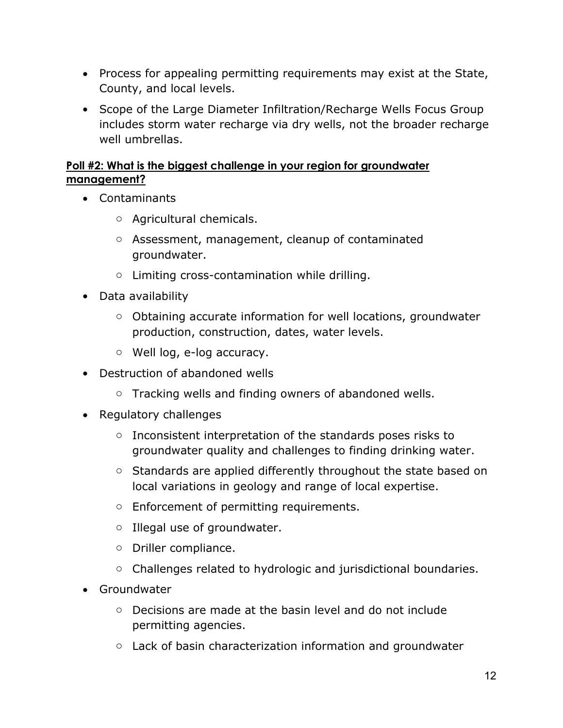- Process for appealing permitting requirements may exist at the State, County, and local levels.
- Scope of the Large Diameter Infiltration/Recharge Wells Focus Group includes storm water recharge via dry wells, not the broader recharge well umbrellas.

**Poll #2: What is the biggest challenge in your region for groundwater management?**

- Contaminants
  - Agricultural chemicals.
  - Assessment, management, cleanup of contaminated groundwater.
  - Limiting cross-contamination while drilling.
- Data availability
  - Obtaining accurate information for well locations, groundwater production, construction, dates, water levels.
  - Well log, e-log accuracy.
- Destruction of abandoned wells
  - Tracking wells and finding owners of abandoned wells.
- Regulatory challenges
  - Inconsistent interpretation of the standards poses risks to groundwater quality and challenges to finding drinking water.
  - Standards are applied differently throughout the state based on local variations in geology and range of local expertise.
  - Enforcement of permitting requirements.
  - Illegal use of groundwater.
  - Driller compliance.
  - Challenges related to hydrologic and jurisdictional boundaries.
- Groundwater
  - Decisions are made at the basin level and do not include permitting agencies.
  - Lack of basin characterization information and groundwater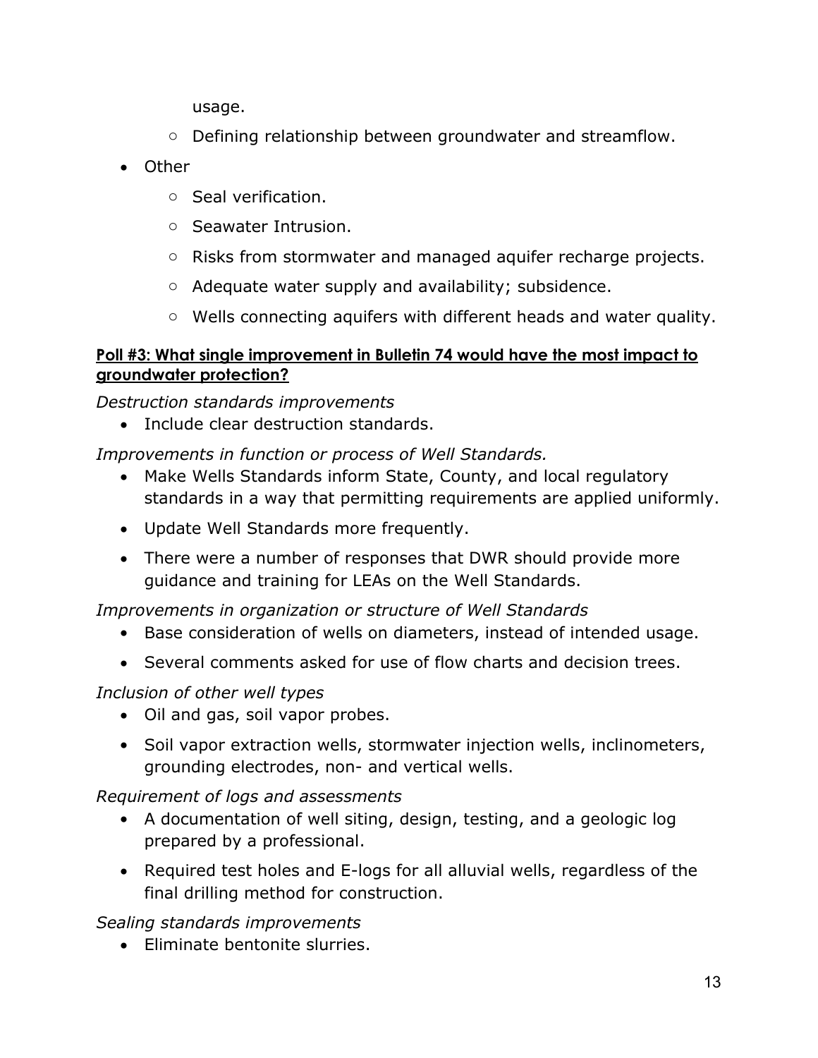usage.

    - Defining relationship between groundwater and streamflow.

- Other
    - Seal verification.
    - Seawater Intrusion.
    - Risks from stormwater and managed aquifer recharge projects.
    - Adequate water supply and availability; subsidence.
    - Wells connecting aquifers with different heads and water quality.

**Poll #3: What single improvement in Bulletin 74 would have the most impact to groundwater protection?**

*Destruction standards improvements*

- Include clear destruction standards.

*Improvements in function or process of Well Standards.*

- Make Wells Standards inform State, County, and local regulatory standards in a way that permitting requirements are applied uniformly.
- Update Well Standards more frequently.
- There were a number of responses that DWR should provide more guidance and training for LEAs on the Well Standards.

*Improvements in organization or structure of Well Standards*

- Base consideration of wells on diameters, instead of intended usage.
- Several comments asked for use of flow charts and decision trees.

*Inclusion of other well types*

- Oil and gas, soil vapor probes.
- Soil vapor extraction wells, stormwater injection wells, inclinometers, grounding electrodes, non- and vertical wells.

*Requirement of logs and assessments*

- A documentation of well siting, design, testing, and a geologic log prepared by a professional.
- Required test holes and E-logs for all alluvial wells, regardless of the final drilling method for construction.

*Sealing standards improvements*

- Eliminate bentonite slurries.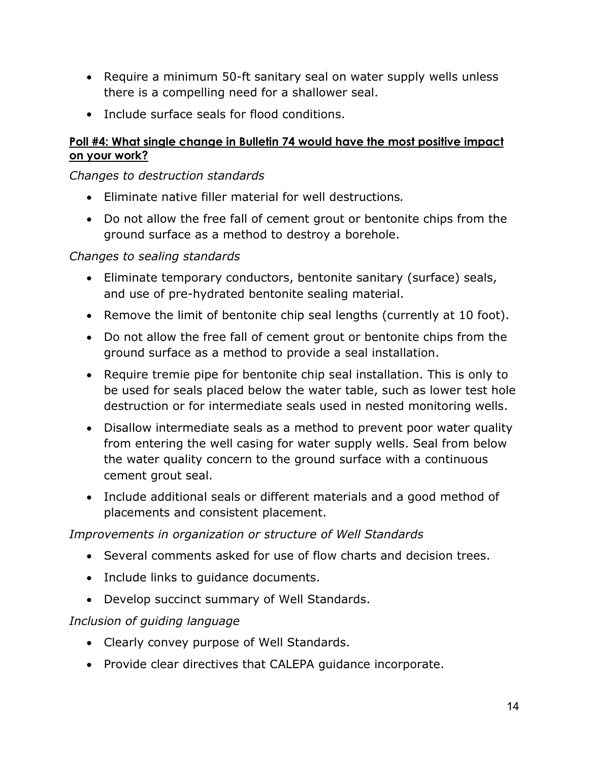- Require a minimum 50-ft sanitary seal on water supply wells unless there is a compelling need for a shallower seal.
- Include surface seals for flood conditions.

**Poll #4: What single change in Bulletin 74 would have the most positive impact on your work?**

*Changes to destruction standards*

- Eliminate native filler material for well destructions*.*
- Do not allow the free fall of cement grout or bentonite chips from the ground surface as a method to destroy a borehole.

*Changes to sealing standards*

- Eliminate temporary conductors, bentonite sanitary (surface) seals, and use of pre-hydrated bentonite sealing material.
- Remove the limit of bentonite chip seal lengths (currently at 10 foot).
- Do not allow the free fall of cement grout or bentonite chips from the ground surface as a method to provide a seal installation.
- Require tremie pipe for bentonite chip seal installation. This is only to be used for seals placed below the water table, such as lower test hole destruction or for intermediate seals used in nested monitoring wells.
- Disallow intermediate seals as a method to prevent poor water quality from entering the well casing for water supply wells. Seal from below the water quality concern to the ground surface with a continuous cement grout seal.
- Include additional seals or different materials and a good method of placements and consistent placement.

*Improvements in organization or structure of Well Standards*

- Several comments asked for use of flow charts and decision trees.
- Include links to guidance documents.
- Develop succinct summary of Well Standards.

*Inclusion of guiding language*

- Clearly convey purpose of Well Standards.
- Provide clear directives that CALEPA guidance incorporate.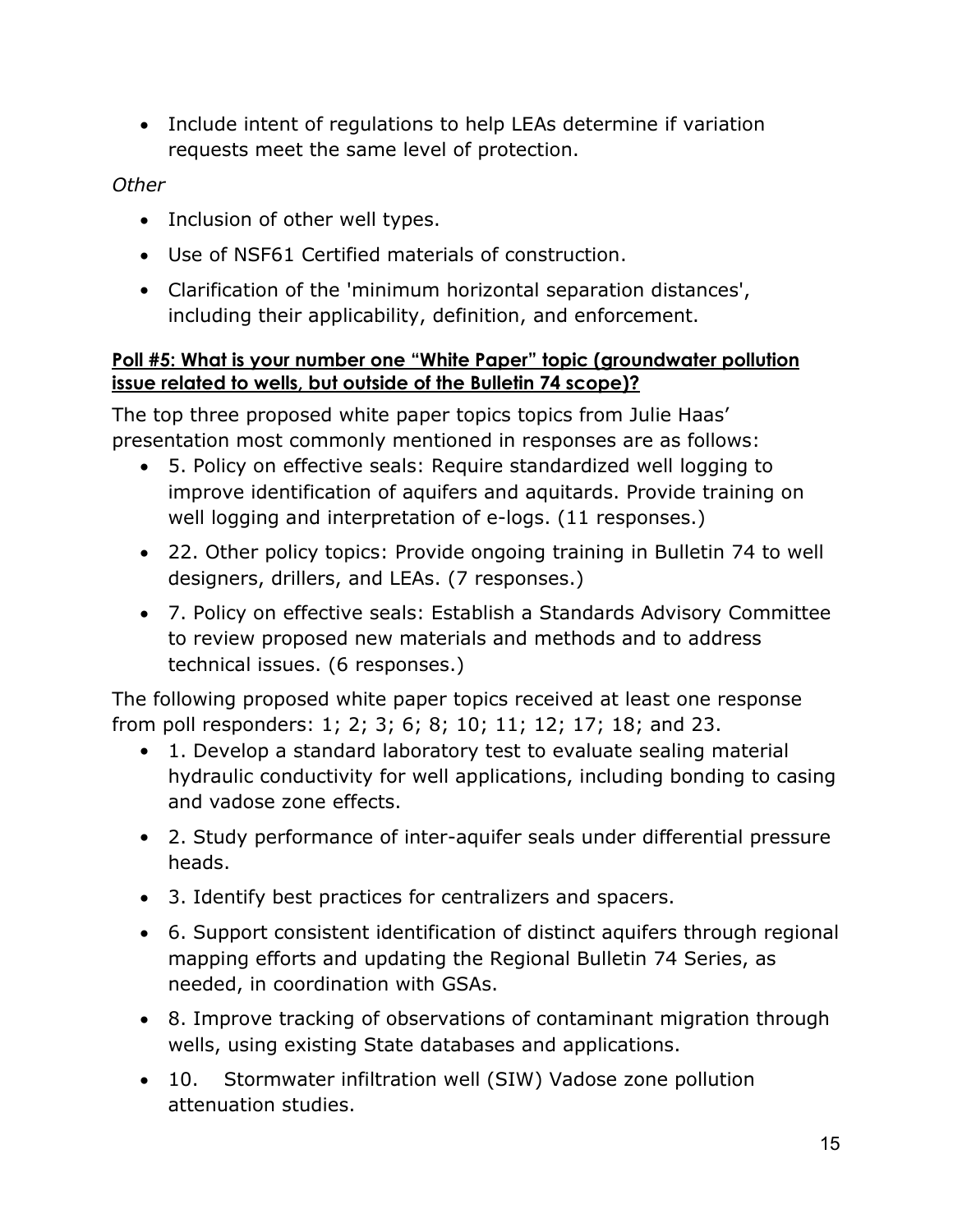- Include intent of regulations to help LEAs determine if variation requests meet the same level of protection.

*Other*

- Inclusion of other well types.
- Use of NSF61 Certified materials of construction.
- Clarification of the 'minimum horizontal separation distances', including their applicability, definition, and enforcement.

**Poll #5: What is your number one "White Paper" topic (groundwater pollution issue related to wells, but outside of the Bulletin 74 scope)?**

The top three proposed white paper topics topics from Julie Haas' presentation most commonly mentioned in responses are as follows:

- 5. Policy on effective seals: Require standardized well logging to improve identification of aquifers and aquitards. Provide training on well logging and interpretation of e-logs. (11 responses.)
- 22. Other policy topics: Provide ongoing training in Bulletin 74 to well designers, drillers, and LEAs. (7 responses.)
- 7. Policy on effective seals: Establish a Standards Advisory Committee to review proposed new materials and methods and to address technical issues. (6 responses.)

The following proposed white paper topics received at least one response from poll responders: 1; 2; 3; 6; 8; 10; 11; 12; 17; 18; and 23.

- 1. Develop a standard laboratory test to evaluate sealing material hydraulic conductivity for well applications, including bonding to casing and vadose zone effects.
- 2. Study performance of inter-aquifer seals under differential pressure heads.
- 3. Identify best practices for centralizers and spacers.
- 6. Support consistent identification of distinct aquifers through regional mapping efforts and updating the Regional Bulletin 74 Series, as needed, in coordination with GSAs.
- 8. Improve tracking of observations of contaminant migration through wells, using existing State databases and applications.
- 10. Stormwater infiltration well (SIW) Vadose zone pollution attenuation studies.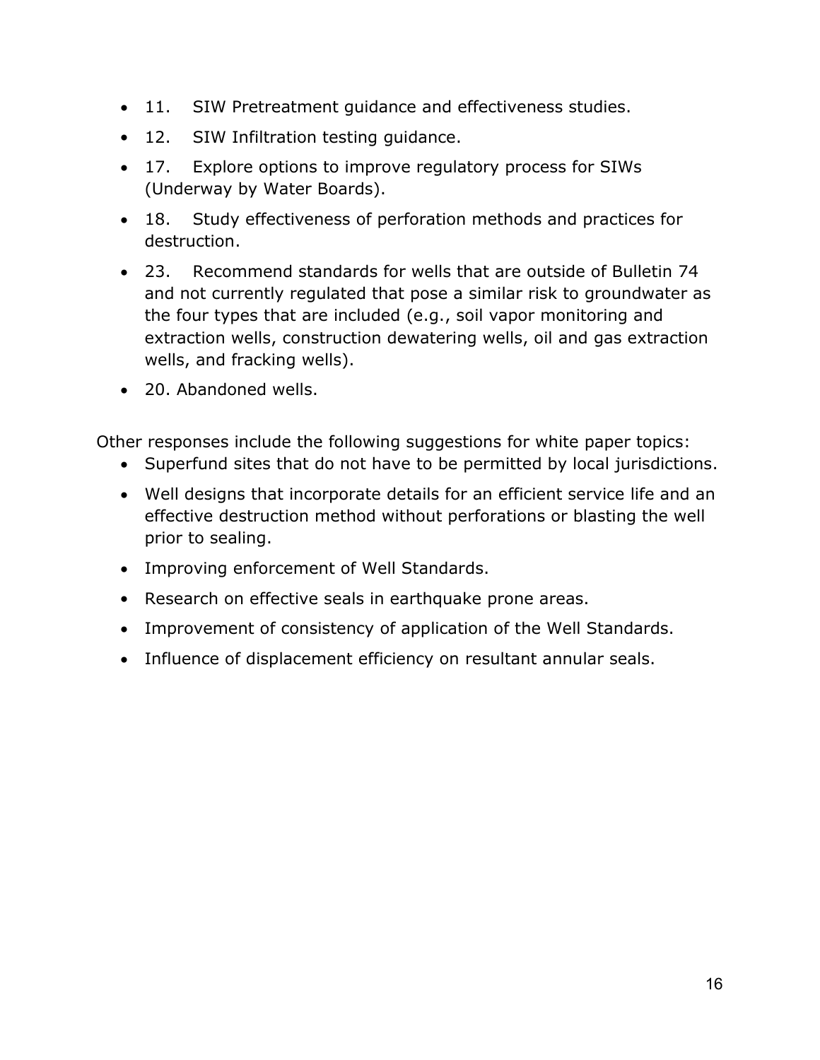- 11. SIW Pretreatment guidance and effectiveness studies.
- 12. SIW Infiltration testing guidance.
- 17. Explore options to improve regulatory process for SIWs (Underway by Water Boards).
- 18. Study effectiveness of perforation methods and practices for destruction.
- 23. Recommend standards for wells that are outside of Bulletin 74 and not currently regulated that pose a similar risk to groundwater as the four types that are included (e.g., soil vapor monitoring and extraction wells, construction dewatering wells, oil and gas extraction wells, and fracking wells).
- 20. Abandoned wells.

Other responses include the following suggestions for white paper topics:

- Superfund sites that do not have to be permitted by local jurisdictions.
- Well designs that incorporate details for an efficient service life and an effective destruction method without perforations or blasting the well prior to sealing.
- Improving enforcement of Well Standards.
- Research on effective seals in earthquake prone areas.
- Improvement of consistency of application of the Well Standards.
- Influence of displacement efficiency on resultant annular seals.